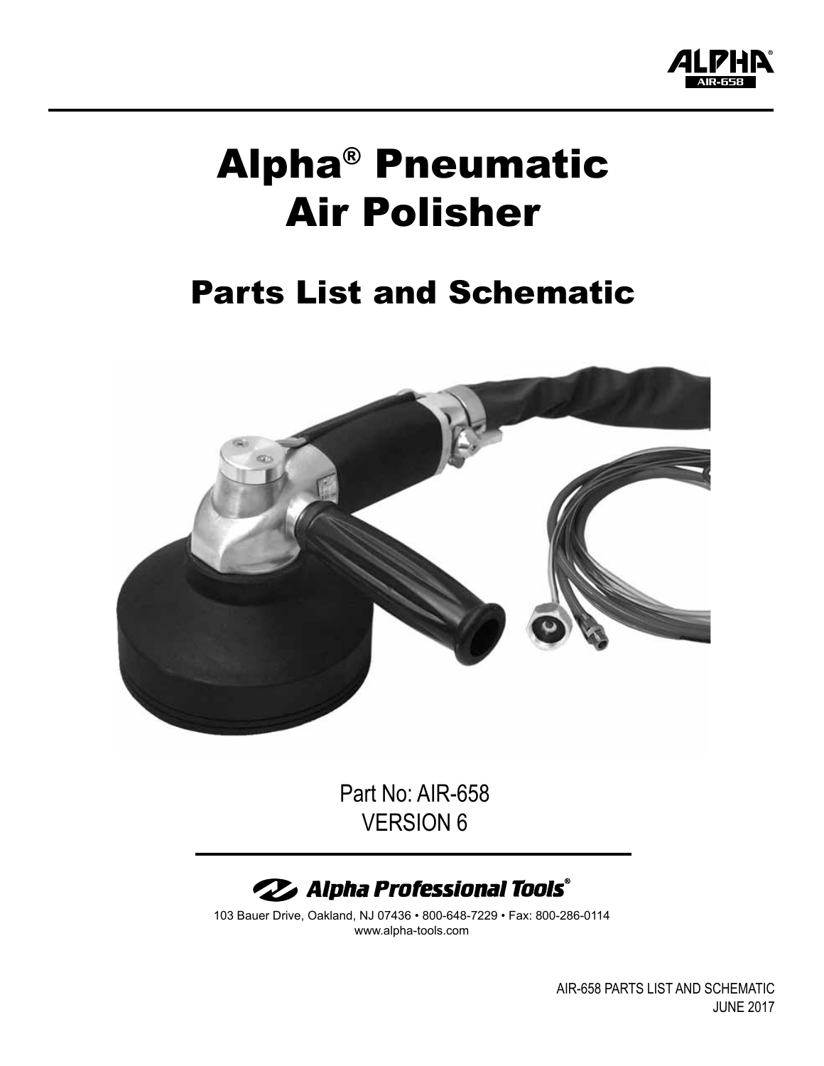# Alpha® Pneumatic Air Polisher

## Parts List and Schematic

Part No: AIR-658
VERSION 6

Alpha Professional Tools®

103 Bauer Drive, Oakland, NJ 07436 • 800-648-7229 • Fax: 800-286-0114
www.alpha-tools.com

AIR-658 PARTS LIST AND SCHEMATIC
JUNE 2017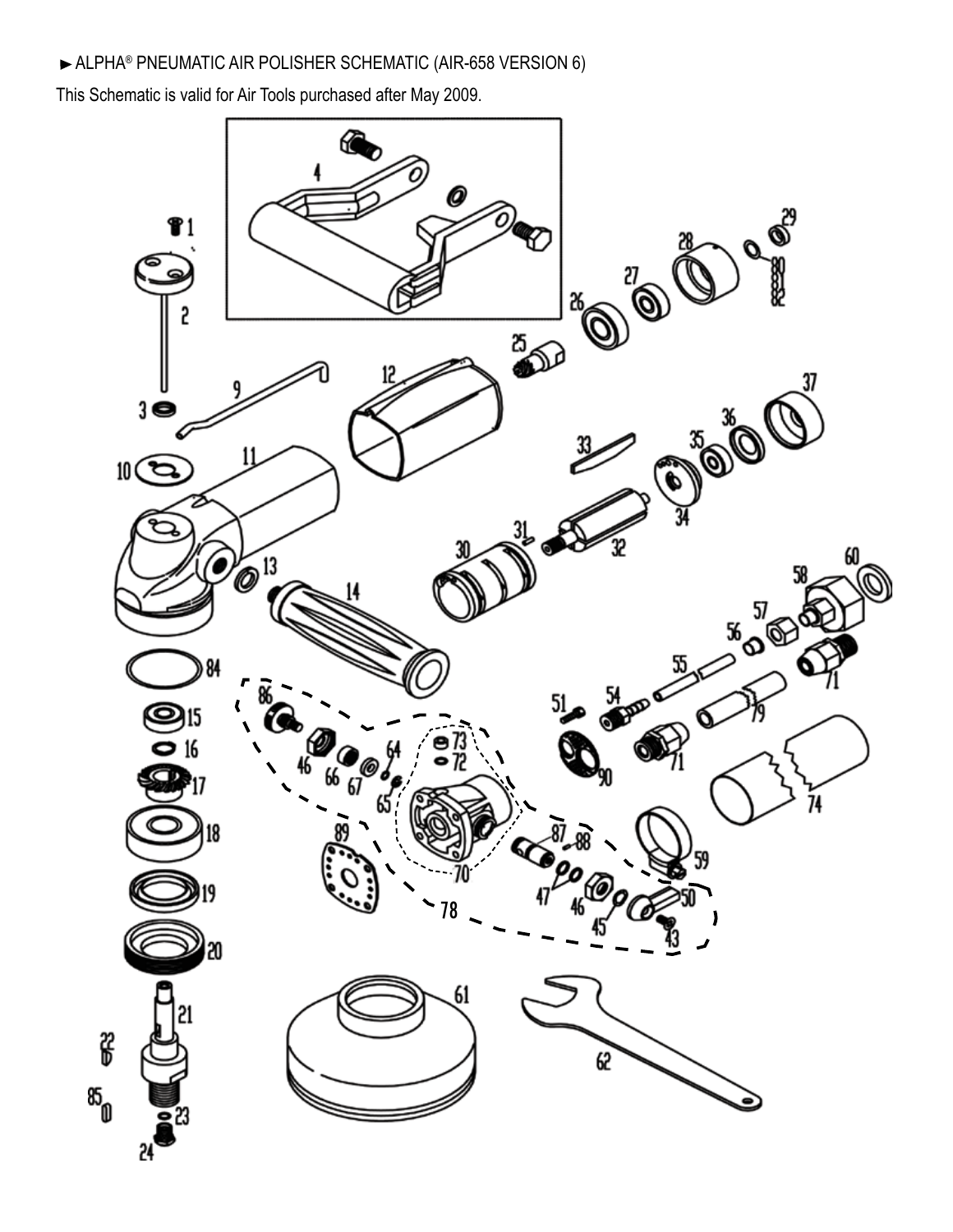► ALPHA® PNEUMATIC AIR POLISHER SCHEMATIC (AIR-658 VERSION 6)

This Schematic is valid for Air Tools purchased after May 2009.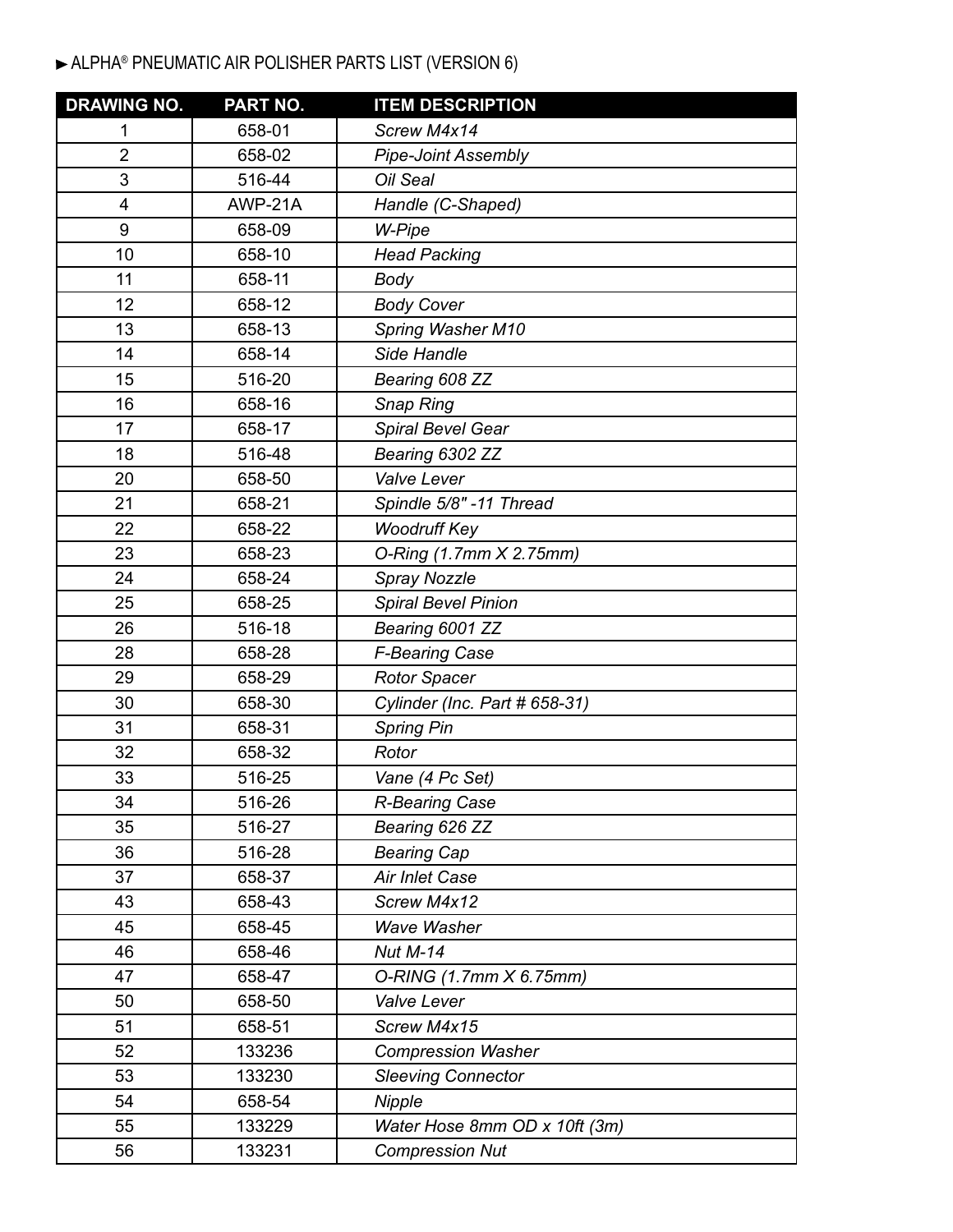► ALPHA® PNEUMATIC AIR POLISHER PARTS LIST (VERSION 6)

| DRAWING NO. | PART NO. | ITEM DESCRIPTION |
|---|---|---|
| 1 | 658-01 | *Screw M4x14* |
| 2 | 658-02 | *Pipe-Joint Assembly* |
| 3 | 516-44 | *Oil Seal* |
| 4 | AWP-21A | *Handle (C-Shaped)* |
| 9 | 658-09 | *W-Pipe* |
| 10 | 658-10 | *Head Packing* |
| 11 | 658-11 | *Body* |
| 12 | 658-12 | *Body Cover* |
| 13 | 658-13 | *Spring Washer M10* |
| 14 | 658-14 | *Side Handle* |
| 15 | 516-20 | *Bearing 608 ZZ* |
| 16 | 658-16 | *Snap Ring* |
| 17 | 658-17 | *Spiral Bevel Gear* |
| 18 | 516-48 | *Bearing 6302 ZZ* |
| 20 | 658-50 | *Valve Lever* |
| 21 | 658-21 | *Spindle 5/8" -11 Thread* |
| 22 | 658-22 | *Woodruff Key* |
| 23 | 658-23 | *O-Ring (1.7mm X 2.75mm)* |
| 24 | 658-24 | *Spray Nozzle* |
| 25 | 658-25 | *Spiral Bevel Pinion* |
| 26 | 516-18 | *Bearing 6001 ZZ* |
| 28 | 658-28 | *F-Bearing Case* |
| 29 | 658-29 | *Rotor Spacer* |
| 30 | 658-30 | *Cylinder (Inc. Part # 658-31)* |
| 31 | 658-31 | *Spring Pin* |
| 32 | 658-32 | *Rotor* |
| 33 | 516-25 | *Vane (4 Pc Set)* |
| 34 | 516-26 | *R-Bearing Case* |
| 35 | 516-27 | *Bearing 626 ZZ* |
| 36 | 516-28 | *Bearing Cap* |
| 37 | 658-37 | *Air Inlet Case* |
| 43 | 658-43 | *Screw M4x12* |
| 45 | 658-45 | *Wave Washer* |
| 46 | 658-46 | *Nut M-14* |
| 47 | 658-47 | *O-RING (1.7mm X 6.75mm)* |
| 50 | 658-50 | *Valve Lever* |
| 51 | 658-51 | *Screw M4x15* |
| 52 | 133236 | *Compression Washer* |
| 53 | 133230 | *Sleeving Connector* |
| 54 | 658-54 | *Nipple* |
| 55 | 133229 | *Water Hose 8mm OD x 10ft (3m)* |
| 56 | 133231 | *Compression Nut* |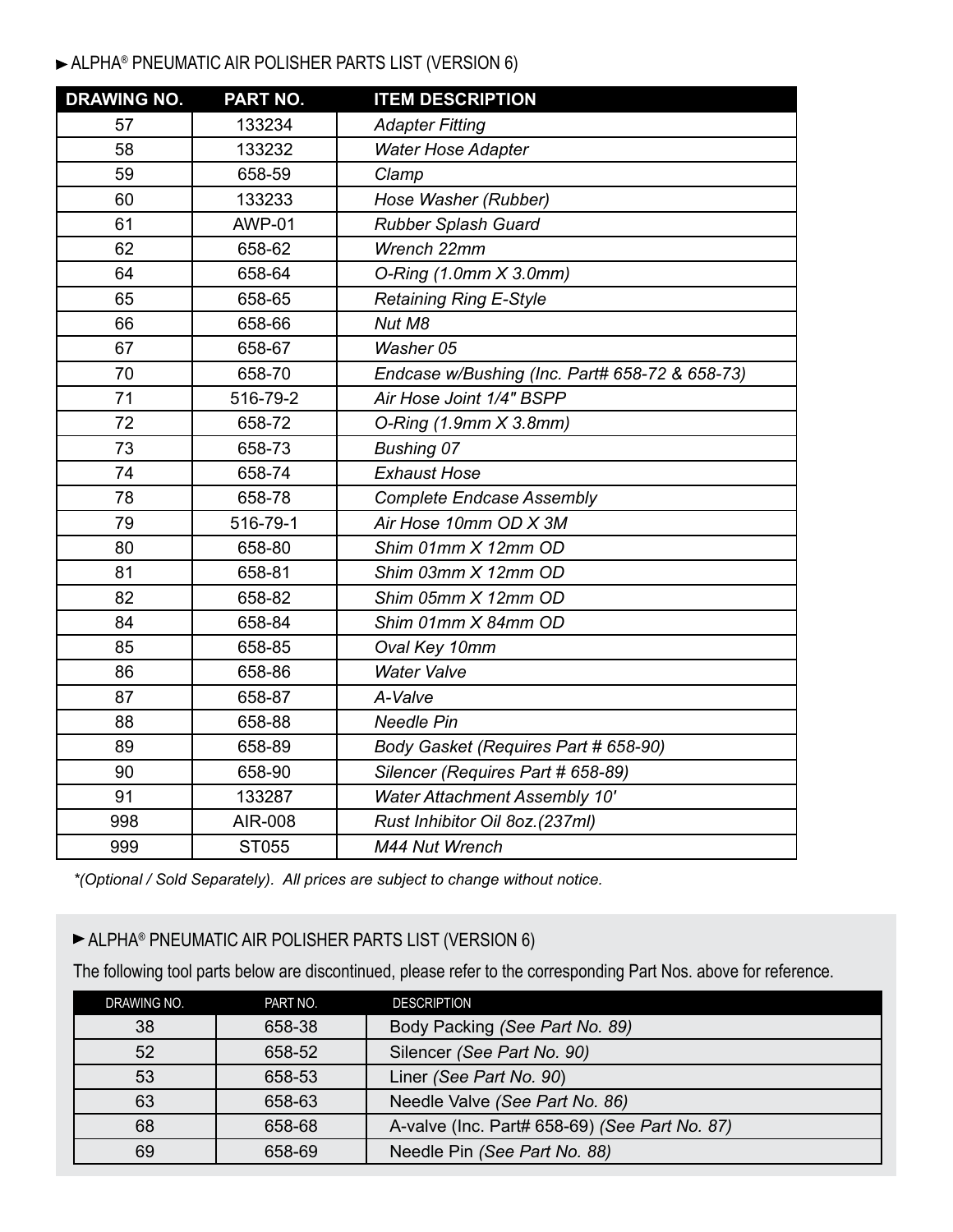► ALPHA® PNEUMATIC AIR POLISHER PARTS LIST (VERSION 6)

| DRAWING NO. | PART NO. | ITEM DESCRIPTION |
|---|---|---|
| 57 | 133234 | *Adapter Fitting* |
| 58 | 133232 | *Water Hose Adapter* |
| 59 | 658-59 | *Clamp* |
| 60 | 133233 | *Hose Washer (Rubber)* |
| 61 | AWP-01 | *Rubber Splash Guard* |
| 62 | 658-62 | *Wrench 22mm* |
| 64 | 658-64 | *O-Ring (1.0mm X 3.0mm)* |
| 65 | 658-65 | *Retaining Ring E-Style* |
| 66 | 658-66 | *Nut M8* |
| 67 | 658-67 | *Washer 05* |
| 70 | 658-70 | *Endcase w/Bushing (Inc. Part# 658-72 & 658-73)* |
| 71 | 516-79-2 | *Air Hose Joint 1/4" BSPP* |
| 72 | 658-72 | *O-Ring (1.9mm X 3.8mm)* |
| 73 | 658-73 | *Bushing 07* |
| 74 | 658-74 | *Exhaust Hose* |
| 78 | 658-78 | *Complete Endcase Assembly* |
| 79 | 516-79-1 | *Air Hose 10mm OD X 3M* |
| 80 | 658-80 | *Shim 01mm X 12mm OD* |
| 81 | 658-81 | *Shim 03mm X 12mm OD* |
| 82 | 658-82 | *Shim 05mm X 12mm OD* |
| 84 | 658-84 | *Shim 01mm X 84mm OD* |
| 85 | 658-85 | *Oval Key 10mm* |
| 86 | 658-86 | *Water Valve* |
| 87 | 658-87 | *A-Valve* |
| 88 | 658-88 | *Needle Pin* |
| 89 | 658-89 | *Body Gasket (Requires Part # 658-90)* |
| 90 | 658-90 | *Silencer (Requires Part # 658-89)* |
| 91 | 133287 | *Water Attachment Assembly 10'* |
| 998 | AIR-008 | *Rust Inhibitor Oil 8oz.(237ml)* |
| 999 | ST055 | *M44 Nut Wrench* |

**(Optional / Sold Separately).  All prices are subject to change without notice.*

► ALPHA® PNEUMATIC AIR POLISHER PARTS LIST (VERSION 6)

The following tool parts below are discontinued, please refer to the corresponding Part Nos. above for reference.

| DRAWING NO. | PART NO. | DESCRIPTION |
|---|---|---|
| 38 | 658-38 | Body Packing *(See Part No. 89)* |
| 52 | 658-52 | Silencer *(See Part No. 90)* |
| 53 | 658-53 | Liner *(See Part No. 90*) |
| 63 | 658-63 | Needle Valve *(See Part No. 86)* |
| 68 | 658-68 | A-valve (Inc. Part# 658-69) *(See Part No. 87)* |
| 69 | 658-69 | Needle Pin *(See Part No. 88)* |